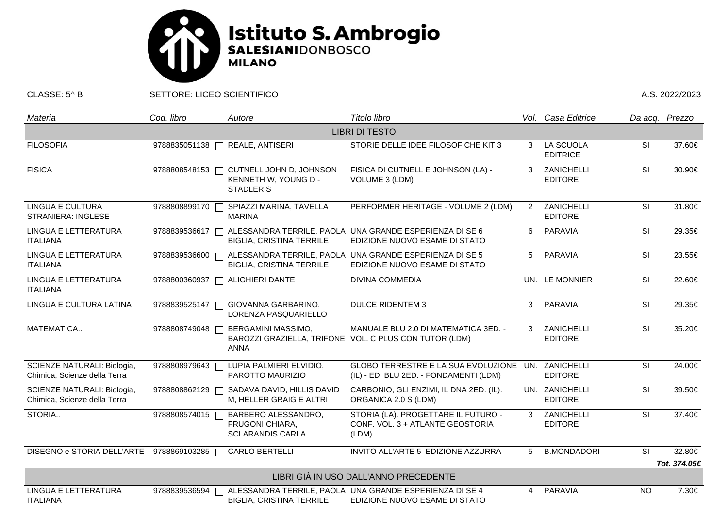# Istituto S. Ambrogio

**SALESIANI**DONBOSCO

**MILANO**

CLASSE: 5^ B SETTORE: LICEO SCIENTIFICO A.S. 2022/2023

| *Materia* | *Cod. libro* | *Autore* | *Titolo libro* | *Vol.* | *Casa Editrice* | *Da acq.* | *Prezzo* |
|---|---|---|---|---|---|---|---|
| | | | LIBRI DI TESTO | | | | |
| FILOSOFIA | 9788835051138 ☐ | REALE, ANTISERI | STORIE DELLE IDEE FILOSOFICHE KIT 3 | 3 | LA SCUOLA EDITRICE | SI | 37.60€ |
| FISICA | 9788808548153 ☐ | CUTNELL JOHN D, JOHNSON KENNETH W, YOUNG D - STADLER S | FISICA DI CUTNELL E JOHNSON (LA) - VOLUME 3 (LDM) | 3 | ZANICHELLI EDITORE | SI | 30.90€ |
| LINGUA E CULTURA STRANIERA: INGLESE | 9788808899170 ☐ | SPIAZZI MARINA, TAVELLA MARINA | PERFORMER HERITAGE - VOLUME 2 (LDM) | 2 | ZANICHELLI EDITORE | SI | 31.80€ |
| LINGUA E LETTERATURA ITALIANA | 9788839536617 ☐ | ALESSANDRA TERRILE, PAOLA BIGLIA, CRISTINA TERRILE | UNA GRANDE ESPERIENZA DI SE 6 EDIZIONE NUOVO ESAME DI STATO | 6 | PARAVIA | SI | 29.35€ |
| LINGUA E LETTERATURA ITALIANA | 9788839536600 ☐ | ALESSANDRA TERRILE, PAOLA BIGLIA, CRISTINA TERRILE | UNA GRANDE ESPERIENZA DI SE 5 EDIZIONE NUOVO ESAME DI STATO | 5 | PARAVIA | SI | 23.55€ |
| LINGUA E LETTERATURA ITALIANA | 9788800360937 ☐ | ALIGHIERI DANTE | DIVINA COMMEDIA | UN. | LE MONNIER | SI | 22.60€ |
| LINGUA E CULTURA LATINA | 9788839525147 ☐ | GIOVANNA GARBARINO, LORENZA PASQUARIELLO | DULCE RIDENTEM 3 | 3 | PARAVIA | SI | 29.35€ |
| MATEMATICA.. | 9788808749048 ☐ | BERGAMINI MASSIMO, BAROZZI GRAZIELLA, TRIFONE ANNA | MANUALE BLU 2.0 DI MATEMATICA 3ED. - VOL. C PLUS CON TUTOR (LDM) | 3 | ZANICHELLI EDITORE | SI | 35.20€ |
| SCIENZE NATURALI: Biologia, Chimica, Scienze della Terra | 9788808979643 ☐ | LUPIA PALMIERI ELVIDIO, PAROTTO MAURIZIO | GLOBO TERRESTRE E LA SUA EVOLUZIONE (IL) - ED. BLU 2ED. - FONDAMENTI (LDM) | UN. | ZANICHELLI EDITORE | SI | 24.00€ |
| SCIENZE NATURALI: Biologia, Chimica, Scienze della Terra | 9788808862129 ☐ | SADAVA DAVID, HILLIS DAVID M, HELLER GRAIG E ALTRI | CARBONIO, GLI ENZIMI, IL DNA 2ED. (IL). ORGANICA 2.0 S (LDM) | UN. | ZANICHELLI EDITORE | SI | 39.50€ |
| STORIA.. | 9788808574015 ☐ | BARBERO ALESSANDRO, FRUGONI CHIARA, SCLARANDIS CARLA | STORIA (LA). PROGETTARE IL FUTURO - CONF. VOL. 3 + ATLANTE GEOSTORIA (LDM) | 3 | ZANICHELLI EDITORE | SI | 37.40€ |
| DISEGNO e STORIA DELL'ARTE | 9788869103285 ☐ | CARLO BERTELLI | INVITO ALL'ARTE 5 EDIZIONE AZZURRA | 5 | B.MONDADORI | SI | 32.80€ |
| | | | | | | | ***Tot. 374.05€*** |
| | | | LIBRI GIÀ IN USO DALL'ANNO PRECEDENTE | | | | |
| LINGUA E LETTERATURA ITALIANA | 9788839536594 ☐ | ALESSANDRA TERRILE, PAOLA BIGLIA, CRISTINA TERRILE | UNA GRANDE ESPERIENZA DI SE 4 EDIZIONE NUOVO ESAME DI STATO | 4 | PARAVIA | NO | 7.30€ |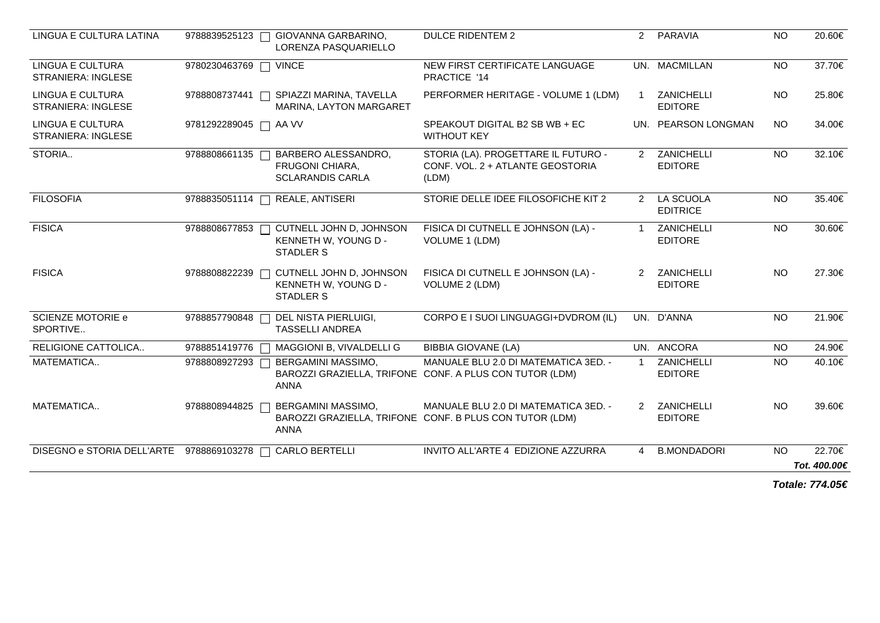| | | | | | | | | |
|---|---|---|---|---|---|---|---|---|
| LINGUA E CULTURA LATINA | 9788839525123 | ☐ | GIOVANNA GARBARINO, LORENZA PASQUARIELLO | DULCE RIDENTEM 2 | 2 | PARAVIA | NO | 20.60€ |
| LINGUA E CULTURA STRANIERA: INGLESE | 9780230463769 | ☐ | VINCE | NEW FIRST CERTIFICATE LANGUAGE PRACTICE '14 | UN. | MACMILLAN | NO | 37.70€ |
| LINGUA E CULTURA STRANIERA: INGLESE | 9788808737441 | ☐ | SPIAZZI MARINA, TAVELLA MARINA, LAYTON MARGARET | PERFORMER HERITAGE - VOLUME 1 (LDM) | 1 | ZANICHELLI EDITORE | NO | 25.80€ |
| LINGUA E CULTURA STRANIERA: INGLESE | 9781292289045 | ☐ | AA VV | SPEAKOUT DIGITAL B2 SB WB + EC WITHOUT KEY | UN. | PEARSON LONGMAN | NO | 34.00€ |
| STORIA.. | 9788808661135 | ☐ | BARBERO ALESSANDRO, FRUGONI CHIARA, SCLARANDIS CARLA | STORIA (LA). PROGETTARE IL FUTURO - CONF. VOL. 2 + ATLANTE GEOSTORIA (LDM) | 2 | ZANICHELLI EDITORE | NO | 32.10€ |
| FILOSOFIA | 9788835051114 | ☐ | REALE, ANTISERI | STORIE DELLE IDEE FILOSOFICHE KIT 2 | 2 | LA SCUOLA EDITRICE | NO | 35.40€ |
| FISICA | 9788808677853 | ☐ | CUTNELL JOHN D, JOHNSON KENNETH W, YOUNG D - STADLER S | FISICA DI CUTNELL E JOHNSON (LA) - VOLUME 1 (LDM) | 1 | ZANICHELLI EDITORE | NO | 30.60€ |
| FISICA | 9788808822239 | ☐ | CUTNELL JOHN D, JOHNSON KENNETH W, YOUNG D - STADLER S | FISICA DI CUTNELL E JOHNSON (LA) - VOLUME 2 (LDM) | 2 | ZANICHELLI EDITORE | NO | 27.30€ |
| SCIENZE MOTORIE e SPORTIVE.. | 9788857790848 | ☐ | DEL NISTA PIERLUIGI, TASSELLI ANDREA | CORPO E I SUOI LINGUAGGI+DVDROM (IL) | UN. | D'ANNA | NO | 21.90€ |
| RELIGIONE CATTOLICA.. | 9788851419776 | ☐ | MAGGIONI B, VIVALDELLI G | BIBBIA GIOVANE (LA) | UN. | ANCORA | NO | 24.90€ |
| MATEMATICA.. | 9788808927293 | ☐ | BERGAMINI MASSIMO, BAROZZI GRAZIELLA, TRIFONE ANNA | MANUALE BLU 2.0 DI MATEMATICA 3ED. - CONF. A PLUS CON TUTOR (LDM) | 1 | ZANICHELLI EDITORE | NO | 40.10€ |
| MATEMATICA.. | 9788808944825 | ☐ | BERGAMINI MASSIMO, BAROZZI GRAZIELLA, TRIFONE ANNA | MANUALE BLU 2.0 DI MATEMATICA 3ED. - CONF. B PLUS CON TUTOR (LDM) | 2 | ZANICHELLI EDITORE | NO | 39.60€ |
| DISEGNO e STORIA DELL'ARTE | 9788869103278 | ☐ | CARLO BERTELLI | INVITO ALL'ARTE 4 EDIZIONE AZZURRA | 4 | B.MONDADORI | NO | 22.70€ |
| | | | | | | | | ***Tot. 400.00€*** |

***Totale: 774.05€***